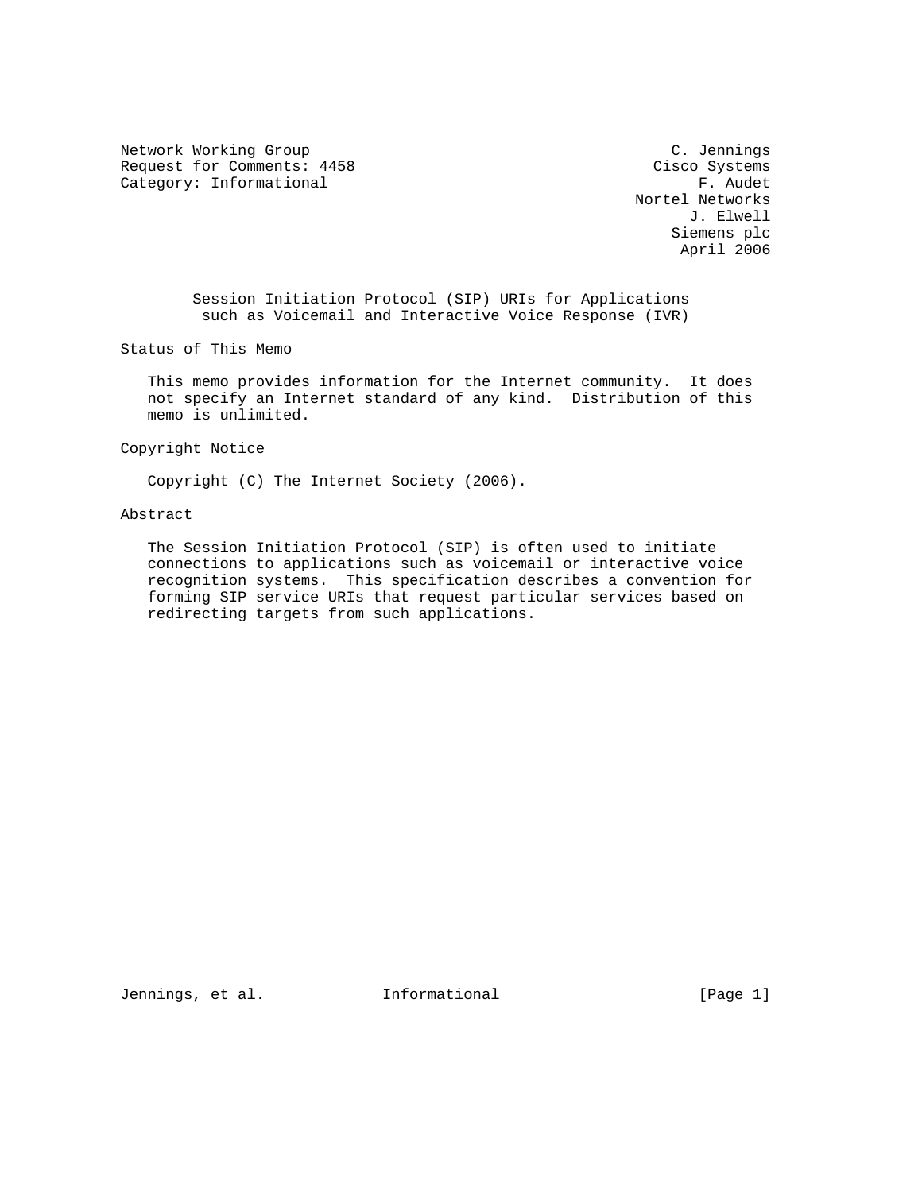Network Working Group  
Request for Comments: 4458  
Category: Informational

C. Jennings  
Cisco Systems  
F. Audet  
Nortel Networks  
J. Elwell  
Siemens plc  
April 2006

# Session Initiation Protocol (SIP) URIs for Applications such as Voicemail and Interactive Voice Response (IVR)

## Status of This Memo

This memo provides information for the Internet community. It does not specify an Internet standard of any kind. Distribution of this memo is unlimited.

## Copyright Notice

Copyright (C) The Internet Society (2006).

## Abstract

The Session Initiation Protocol (SIP) is often used to initiate connections to applications such as voicemail or interactive voice recognition systems. This specification describes a convention for forming SIP service URIs that request particular services based on redirecting targets from such applications.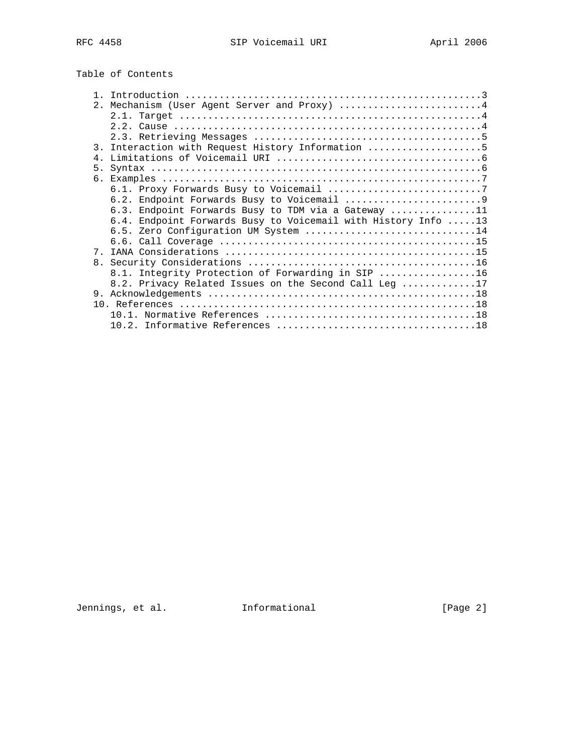Table of Contents

```
   1. Introduction ....................................................3
   2. Mechanism (User Agent Server and Proxy) .........................4
      2.1. Target .....................................................4
      2.2. Cause ......................................................4
      2.3. Retrieving Messages ........................................5
   3. Interaction with Request History Information ....................5
   4. Limitations of Voicemail URI ....................................6
   5. Syntax ..........................................................6
   6. Examples ........................................................7
      6.1. Proxy Forwards Busy to Voicemail ...........................7
      6.2. Endpoint Forwards Busy to Voicemail ........................9
      6.3. Endpoint Forwards Busy to TDM via a Gateway ...............11
      6.4. Endpoint Forwards Busy to Voicemail with History Info .....13
      6.5. Zero Configuration UM System ..............................14
      6.6. Call Coverage .............................................15
   7. IANA Considerations ............................................15
   8. Security Considerations ........................................16
      8.1. Integrity Protection of Forwarding in SIP .................16
      8.2. Privacy Related Issues on the Second Call Leg .............17
   9. Acknowledgements ...............................................18
   10. References ....................................................18
      10.1. Normative References .....................................18
      10.2. Informative References ...................................18
```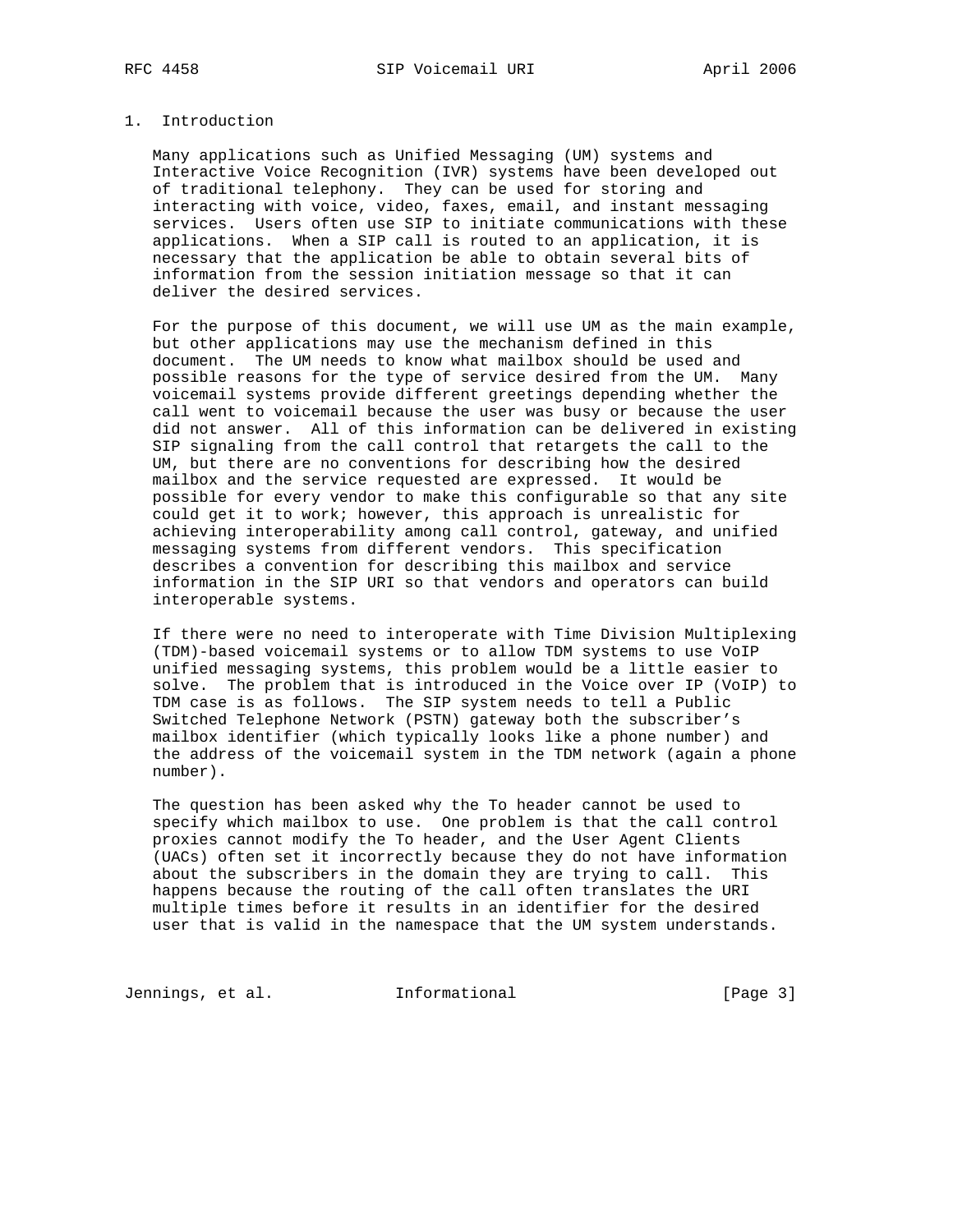## 1. Introduction

Many applications such as Unified Messaging (UM) systems and Interactive Voice Recognition (IVR) systems have been developed out of traditional telephony. They can be used for storing and interacting with voice, video, faxes, email, and instant messaging services. Users often use SIP to initiate communications with these applications. When a SIP call is routed to an application, it is necessary that the application be able to obtain several bits of information from the session initiation message so that it can deliver the desired services.

For the purpose of this document, we will use UM as the main example, but other applications may use the mechanism defined in this document. The UM needs to know what mailbox should be used and possible reasons for the type of service desired from the UM. Many voicemail systems provide different greetings depending whether the call went to voicemail because the user was busy or because the user did not answer. All of this information can be delivered in existing SIP signaling from the call control that retargets the call to the UM, but there are no conventions for describing how the desired mailbox and the service requested are expressed. It would be possible for every vendor to make this configurable so that any site could get it to work; however, this approach is unrealistic for achieving interoperability among call control, gateway, and unified messaging systems from different vendors. This specification describes a convention for describing this mailbox and service information in the SIP URI so that vendors and operators can build interoperable systems.

If there were no need to interoperate with Time Division Multiplexing (TDM)-based voicemail systems or to allow TDM systems to use VoIP unified messaging systems, this problem would be a little easier to solve. The problem that is introduced in the Voice over IP (VoIP) to TDM case is as follows. The SIP system needs to tell a Public Switched Telephone Network (PSTN) gateway both the subscriber's mailbox identifier (which typically looks like a phone number) and the address of the voicemail system in the TDM network (again a phone number).

The question has been asked why the To header cannot be used to specify which mailbox to use. One problem is that the call control proxies cannot modify the To header, and the User Agent Clients (UACs) often set it incorrectly because they do not have information about the subscribers in the domain they are trying to call. This happens because the routing of the call often translates the URI multiple times before it results in an identifier for the desired user that is valid in the namespace that the UM system understands.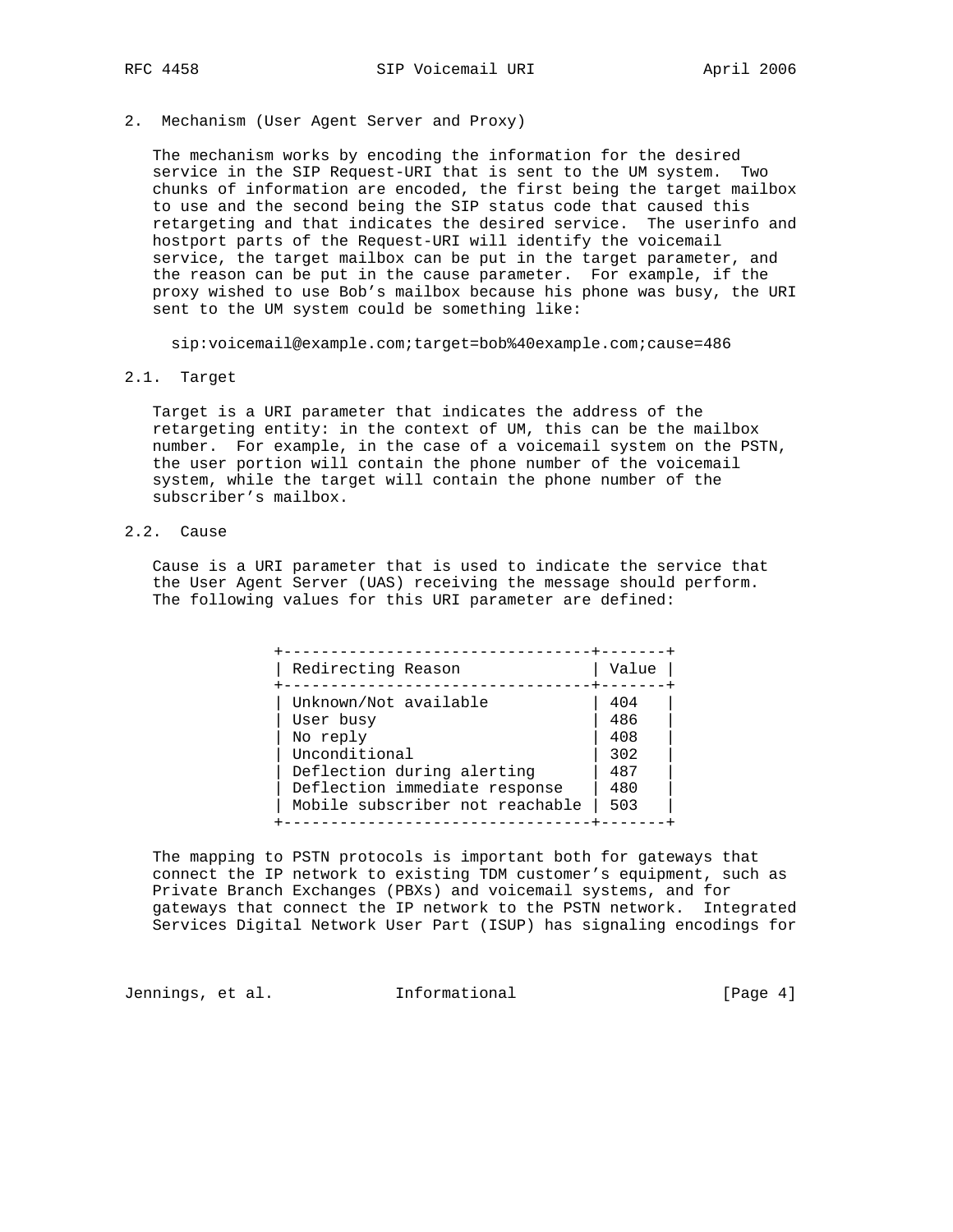## 2. Mechanism (User Agent Server and Proxy)

The mechanism works by encoding the information for the desired service in the SIP Request-URI that is sent to the UM system. Two chunks of information are encoded, the first being the target mailbox to use and the second being the SIP status code that caused this retargeting and that indicates the desired service. The userinfo and hostport parts of the Request-URI will identify the voicemail service, the target mailbox can be put in the target parameter, and the reason can be put in the cause parameter. For example, if the proxy wished to use Bob's mailbox because his phone was busy, the URI sent to the UM system could be something like:

```
sip:voicemail@example.com;target=bob%40example.com;cause=486
```

### 2.1. Target

Target is a URI parameter that indicates the address of the retargeting entity: in the context of UM, this can be the mailbox number. For example, in the case of a voicemail system on the PSTN, the user portion will contain the phone number of the voicemail system, while the target will contain the phone number of the subscriber's mailbox.

### 2.2. Cause

Cause is a URI parameter that is used to indicate the service that the User Agent Server (UAS) receiving the message should perform. The following values for this URI parameter are defined:

| Redirecting Reason | Value |
|---|---|
| Unknown/Not available | 404 |
| User busy | 486 |
| No reply | 408 |
| Unconditional | 302 |
| Deflection during alerting | 487 |
| Deflection immediate response | 480 |
| Mobile subscriber not reachable | 503 |

The mapping to PSTN protocols is important both for gateways that connect the IP network to existing TDM customer's equipment, such as Private Branch Exchanges (PBXs) and voicemail systems, and for gateways that connect the IP network to the PSTN network. Integrated Services Digital Network User Part (ISUP) has signaling encodings for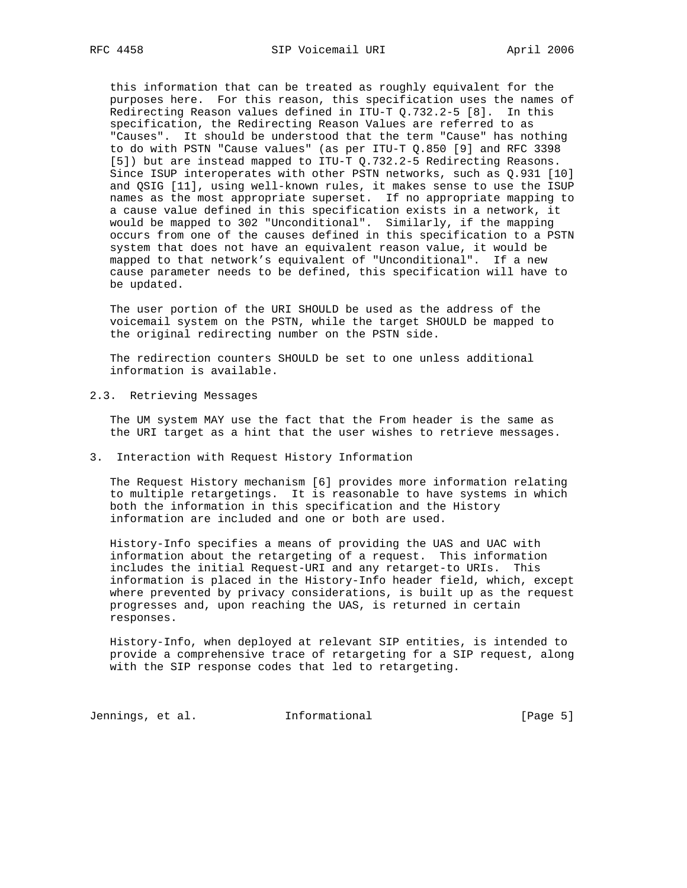this information that can be treated as roughly equivalent for the purposes here. For this reason, this specification uses the names of Redirecting Reason values defined in ITU-T Q.732.2-5 [8]. In this specification, the Redirecting Reason Values are referred to as "Causes". It should be understood that the term "Cause" has nothing to do with PSTN "Cause values" (as per ITU-T Q.850 [9] and RFC 3398 [5]) but are instead mapped to ITU-T Q.732.2-5 Redirecting Reasons. Since ISUP interoperates with other PSTN networks, such as Q.931 [10] and QSIG [11], using well-known rules, it makes sense to use the ISUP names as the most appropriate superset. If no appropriate mapping to a cause value defined in this specification exists in a network, it would be mapped to 302 "Unconditional". Similarly, if the mapping occurs from one of the causes defined in this specification to a PSTN system that does not have an equivalent reason value, it would be mapped to that network's equivalent of "Unconditional". If a new cause parameter needs to be defined, this specification will have to be updated.

The user portion of the URI SHOULD be used as the address of the voicemail system on the PSTN, while the target SHOULD be mapped to the original redirecting number on the PSTN side.

The redirection counters SHOULD be set to one unless additional information is available.

### 2.3. Retrieving Messages

The UM system MAY use the fact that the From header is the same as the URI target as a hint that the user wishes to retrieve messages.

## 3. Interaction with Request History Information

The Request History mechanism [6] provides more information relating to multiple retargetings. It is reasonable to have systems in which both the information in this specification and the History information are included and one or both are used.

History-Info specifies a means of providing the UAS and UAC with information about the retargeting of a request. This information includes the initial Request-URI and any retarget-to URIs. This information is placed in the History-Info header field, which, except where prevented by privacy considerations, is built up as the request progresses and, upon reaching the UAS, is returned in certain responses.

History-Info, when deployed at relevant SIP entities, is intended to provide a comprehensive trace of retargeting for a SIP request, along with the SIP response codes that led to retargeting.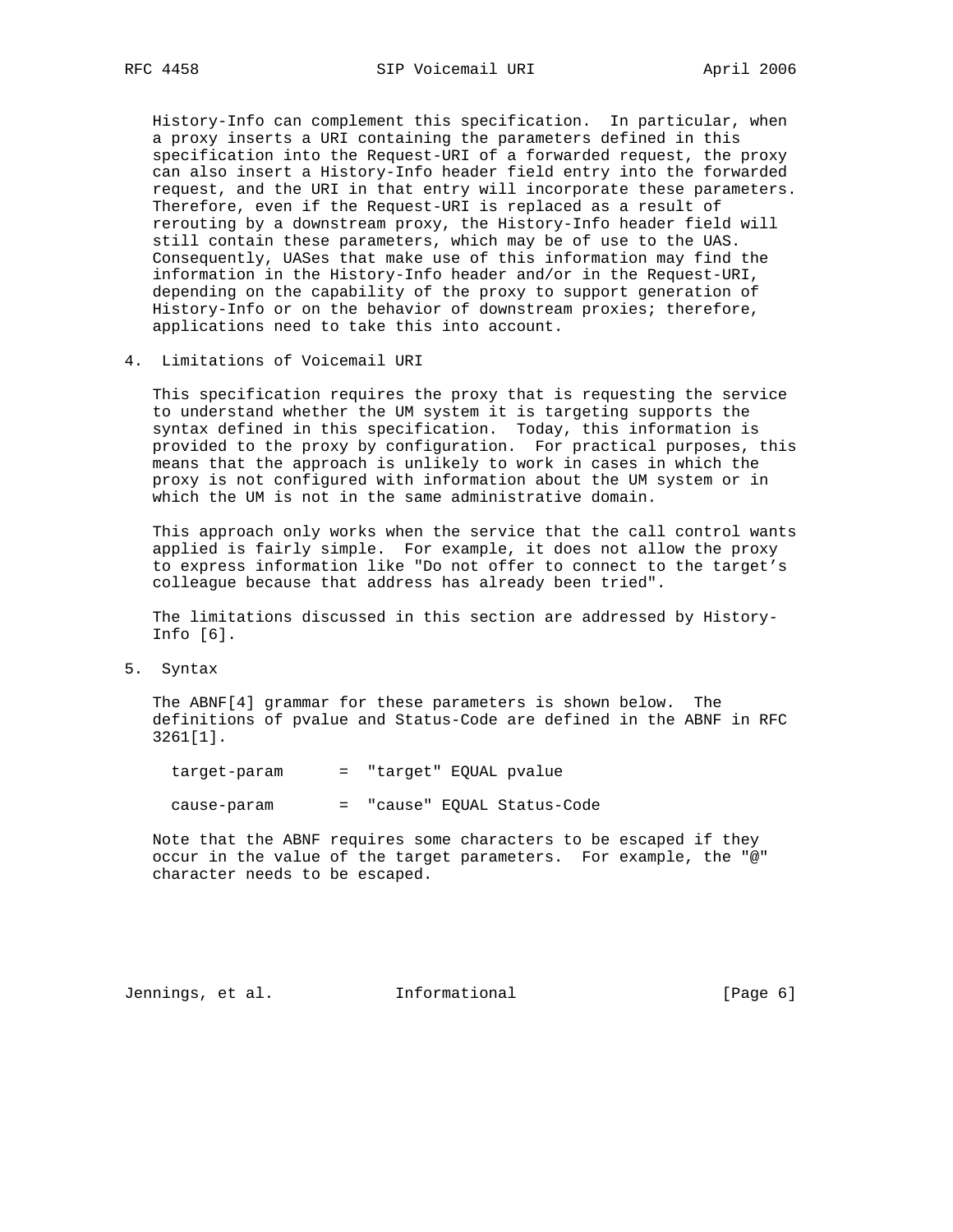History-Info can complement this specification. In particular, when a proxy inserts a URI containing the parameters defined in this specification into the Request-URI of a forwarded request, the proxy can also insert a History-Info header field entry into the forwarded request, and the URI in that entry will incorporate these parameters. Therefore, even if the Request-URI is replaced as a result of rerouting by a downstream proxy, the History-Info header field will still contain these parameters, which may be of use to the UAS. Consequently, UASes that make use of this information may find the information in the History-Info header and/or in the Request-URI, depending on the capability of the proxy to support generation of History-Info or on the behavior of downstream proxies; therefore, applications need to take this into account.

## 4. Limitations of Voicemail URI

This specification requires the proxy that is requesting the service to understand whether the UM system it is targeting supports the syntax defined in this specification. Today, this information is provided to the proxy by configuration. For practical purposes, this means that the approach is unlikely to work in cases in which the proxy is not configured with information about the UM system or in which the UM is not in the same administrative domain.

This approach only works when the service that the call control wants applied is fairly simple. For example, it does not allow the proxy to express information like "Do not offer to connect to the target's colleague because that address has already been tried".

The limitations discussed in this section are addressed by History-Info [6].

## 5. Syntax

The ABNF[4] grammar for these parameters is shown below. The definitions of pvalue and Status-Code are defined in the ABNF in RFC 3261[1].

```
target-param      =  "target" EQUAL pvalue

cause-param       =  "cause" EQUAL Status-Code
```

Note that the ABNF requires some characters to be escaped if they occur in the value of the target parameters. For example, the "@" character needs to be escaped.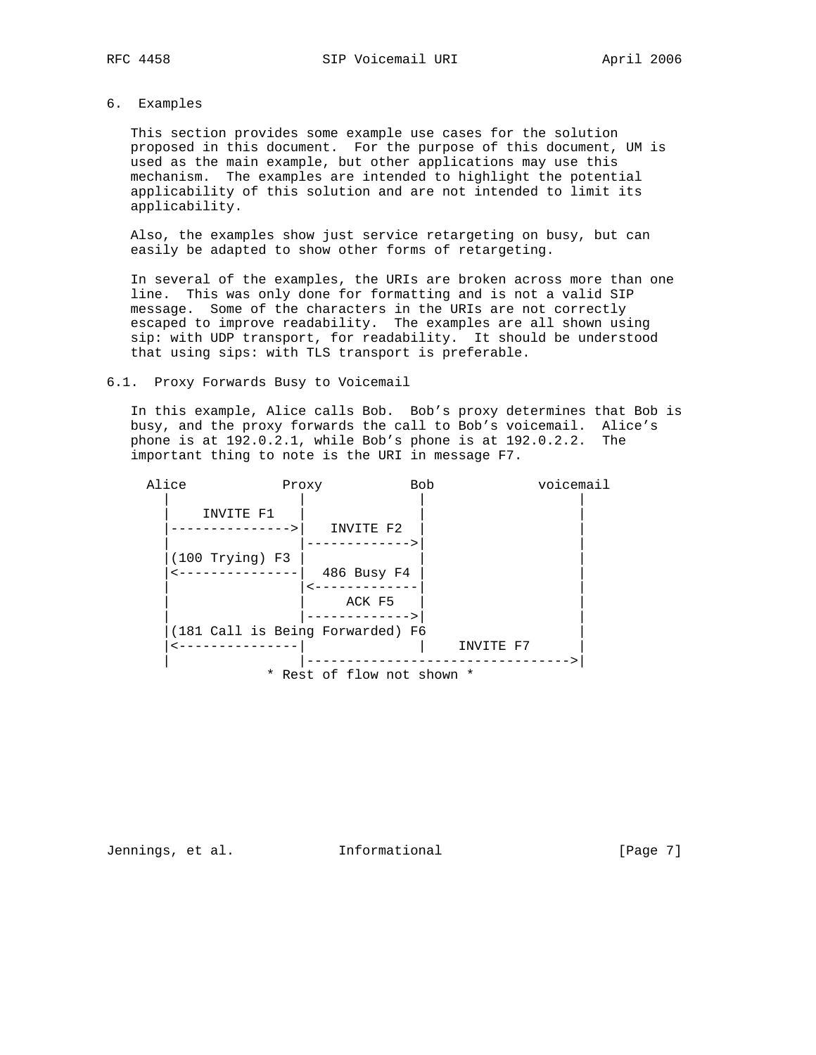## 6. Examples

This section provides some example use cases for the solution proposed in this document. For the purpose of this document, UM is used as the main example, but other applications may use this mechanism. The examples are intended to highlight the potential applicability of this solution and are not intended to limit its applicability.

Also, the examples show just service retargeting on busy, but can easily be adapted to show other forms of retargeting.

In several of the examples, the URIs are broken across more than one line. This was only done for formatting and is not a valid SIP message. Some of the characters in the URIs are not correctly escaped to improve readability. The examples are all shown using sip: with UDP transport, for readability. It should be understood that using sips: with TLS transport is preferable.

### 6.1. Proxy Forwards Busy to Voicemail

In this example, Alice calls Bob. Bob's proxy determines that Bob is busy, and the proxy forwards the call to Bob's voicemail. Alice's phone is at 192.0.2.1, while Bob's phone is at 192.0.2.2. The important thing to note is the URI in message F7.

```
  Alice            Proxy           Bob             voicemail
    |                |               |                 |
    |    INVITE F1   |               |                 |
    |--------------->|   INVITE F2   |                 |
    |                |-------------->|                 |
    |(100 Trying) F3 |               |                 |
    |<---------------|  486 Busy F4  |                 |
    |                |<--------------|                 |
    |                |     ACK F5    |                 |
    |                |-------------->|                 |
    |(181 Call is Being Forwarded) F6                  |
    |<---------------|               |    INVITE F7    |
    |                |-------------------------------->|
              * Rest of flow not shown *
```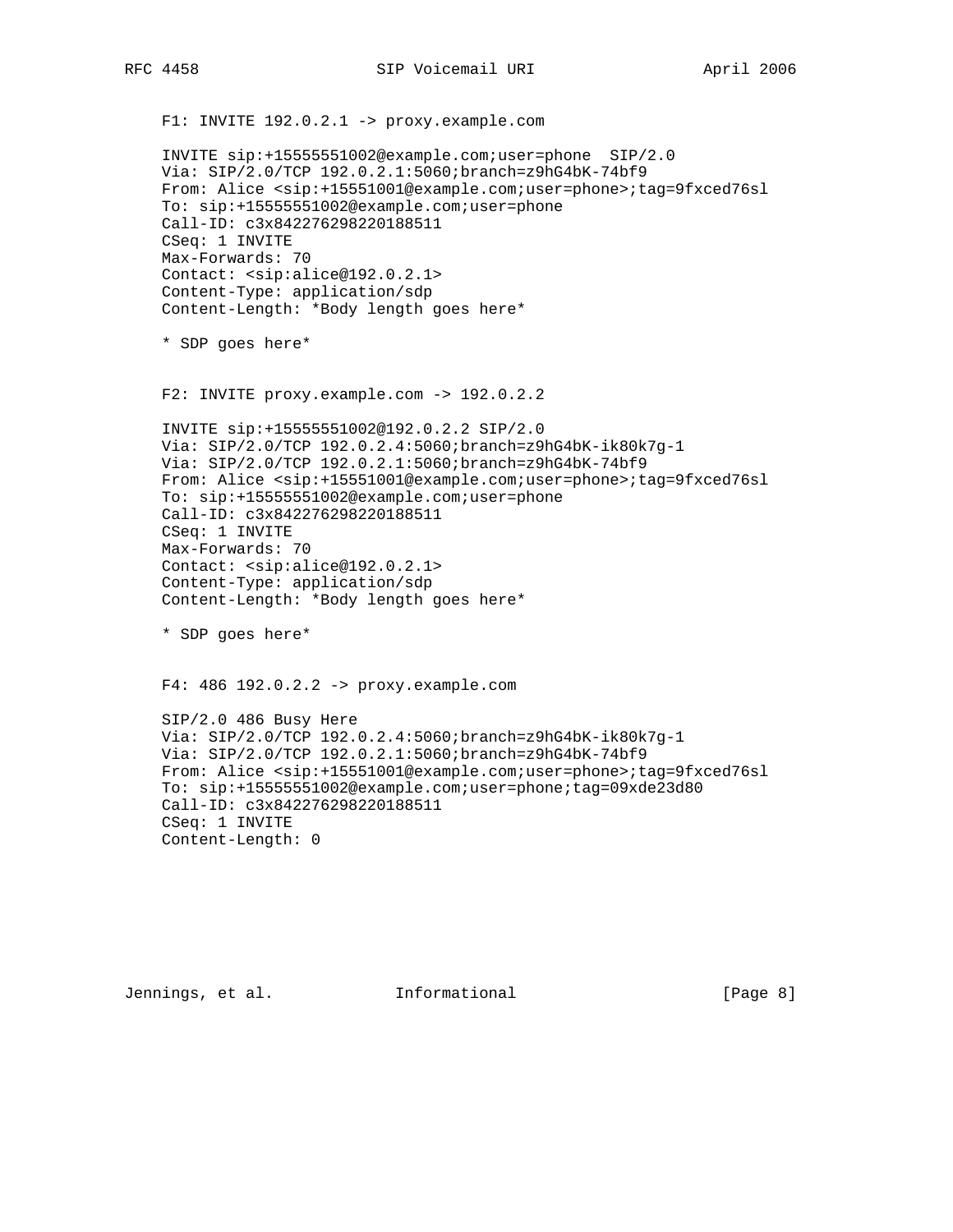F1: INVITE 192.0.2.1 -> proxy.example.com

```
INVITE sip:+15555551002@example.com;user=phone  SIP/2.0
Via: SIP/2.0/TCP 192.0.2.1:5060;branch=z9hG4bK-74bf9
From: Alice <sip:+15551001@example.com;user=phone>;tag=9fxced76sl
To: sip:+15555551002@example.com;user=phone
Call-ID: c3x842276298220188511
CSeq: 1 INVITE
Max-Forwards: 70
Contact: <sip:alice@192.0.2.1>
Content-Type: application/sdp
Content-Length: *Body length goes here*

* SDP goes here*
```

F2: INVITE proxy.example.com -> 192.0.2.2

```
INVITE sip:+15555551002@192.0.2.2 SIP/2.0
Via: SIP/2.0/TCP 192.0.2.4:5060;branch=z9hG4bK-ik80k7g-1
Via: SIP/2.0/TCP 192.0.2.1:5060;branch=z9hG4bK-74bf9
From: Alice <sip:+15551001@example.com;user=phone>;tag=9fxced76sl
To: sip:+15555551002@example.com;user=phone
Call-ID: c3x842276298220188511
CSeq: 1 INVITE
Max-Forwards: 70
Contact: <sip:alice@192.0.2.1>
Content-Type: application/sdp
Content-Length: *Body length goes here*

* SDP goes here*
```

F4: 486 192.0.2.2 -> proxy.example.com

```
SIP/2.0 486 Busy Here
Via: SIP/2.0/TCP 192.0.2.4:5060;branch=z9hG4bK-ik80k7g-1
Via: SIP/2.0/TCP 192.0.2.1:5060;branch=z9hG4bK-74bf9
From: Alice <sip:+15551001@example.com;user=phone>;tag=9fxced76sl
To: sip:+15555551002@example.com;user=phone;tag=09xde23d80
Call-ID: c3x842276298220188511
CSeq: 1 INVITE
Content-Length: 0
```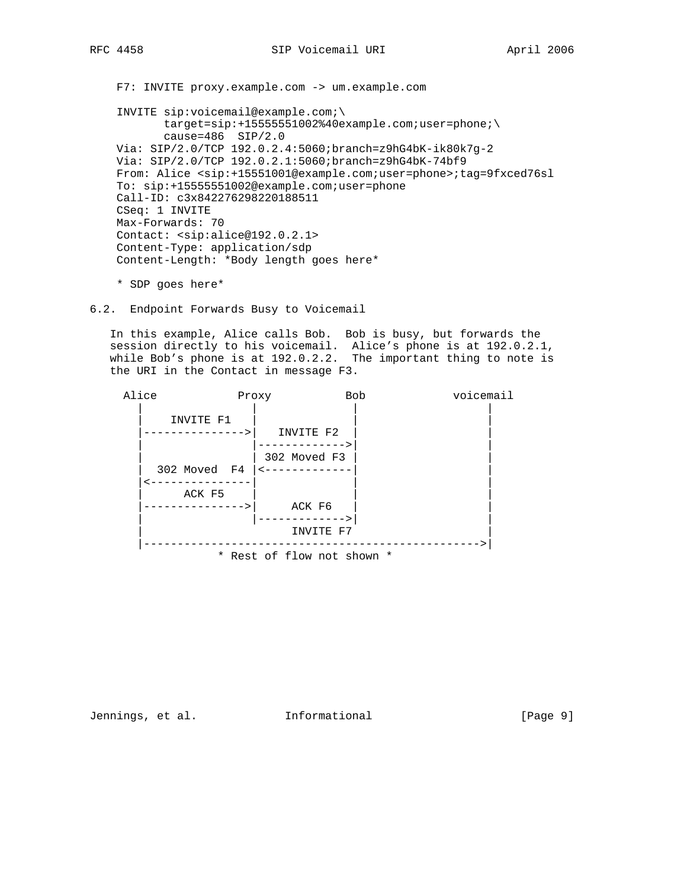F7: INVITE proxy.example.com -> um.example.com

```
INVITE sip:voicemail@example.com;\
       target=sip:+15555551002%40example.com;user=phone;\
       cause=486  SIP/2.0
Via: SIP/2.0/TCP 192.0.2.4:5060;branch=z9hG4bK-ik80k7g-2
Via: SIP/2.0/TCP 192.0.2.1:5060;branch=z9hG4bK-74bf9
From: Alice <sip:+15551001@example.com;user=phone>;tag=9fxced76sl
To: sip:+15555551002@example.com;user=phone
Call-ID: c3x842276298220188511
CSeq: 1 INVITE
Max-Forwards: 70
Contact: <sip:alice@192.0.2.1>
Content-Type: application/sdp
Content-Length: *Body length goes here*

* SDP goes here*
```

## 6.2. Endpoint Forwards Busy to Voicemail

In this example, Alice calls Bob. Bob is busy, but forwards the session directly to his voicemail. Alice's phone is at 192.0.2.1, while Bob's phone is at 192.0.2.2. The important thing to note is the URI in the Contact in message F3.

```
 Alice            Proxy           Bob             voicemail
   |                |               |                  |
   |    INVITE F1   |               |                  |
   |--------------->|   INVITE F2   |                  |
   |                |-------------->|                  |
   |                | 302 Moved F3  |                  |
   |  302 Moved  F4 |<--------------|                  |
   |<---------------|               |                  |
   |      ACK F5    |               |                  |
   |--------------->|     ACK F6    |                  |
   |                |-------------->|                  |
   |                        INVITE F7                  |
   |-------------------------------------------------->|
               * Rest of flow not shown *
```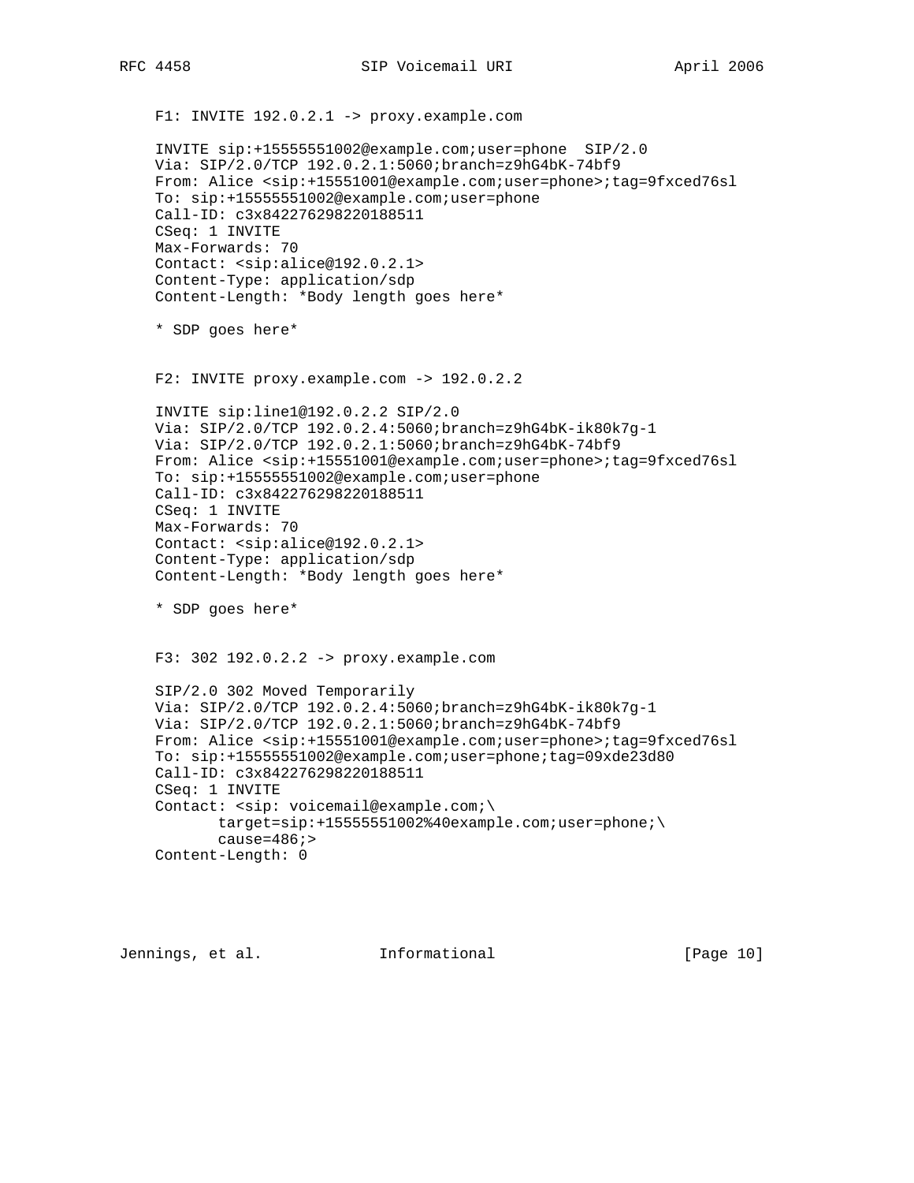F1: INVITE 192.0.2.1 -> proxy.example.com

```
INVITE sip:+15555551002@example.com;user=phone  SIP/2.0
Via: SIP/2.0/TCP 192.0.2.1:5060;branch=z9hG4bK-74bf9
From: Alice <sip:+15551001@example.com;user=phone>;tag=9fxced76sl
To: sip:+15555551002@example.com;user=phone
Call-ID: c3x842276298220188511
CSeq: 1 INVITE
Max-Forwards: 70
Contact: <sip:alice@192.0.2.1>
Content-Type: application/sdp
Content-Length: *Body length goes here*

* SDP goes here*
```

F2: INVITE proxy.example.com -> 192.0.2.2

```
INVITE sip:line1@192.0.2.2 SIP/2.0
Via: SIP/2.0/TCP 192.0.2.4:5060;branch=z9hG4bK-ik80k7g-1
Via: SIP/2.0/TCP 192.0.2.1:5060;branch=z9hG4bK-74bf9
From: Alice <sip:+15551001@example.com;user=phone>;tag=9fxced76sl
To: sip:+15555551002@example.com;user=phone
Call-ID: c3x842276298220188511
CSeq: 1 INVITE
Max-Forwards: 70
Contact: <sip:alice@192.0.2.1>
Content-Type: application/sdp
Content-Length: *Body length goes here*

* SDP goes here*
```

F3: 302 192.0.2.2 -> proxy.example.com

```
SIP/2.0 302 Moved Temporarily
Via: SIP/2.0/TCP 192.0.2.4:5060;branch=z9hG4bK-ik80k7g-1
Via: SIP/2.0/TCP 192.0.2.1:5060;branch=z9hG4bK-74bf9
From: Alice <sip:+15551001@example.com;user=phone>;tag=9fxced76sl
To: sip:+15555551002@example.com;user=phone;tag=09xde23d80
Call-ID: c3x842276298220188511
CSeq: 1 INVITE
Contact: <sip: voicemail@example.com;\
       target=sip:+15555551002%40example.com;user=phone;\
       cause=486;>
Content-Length: 0
```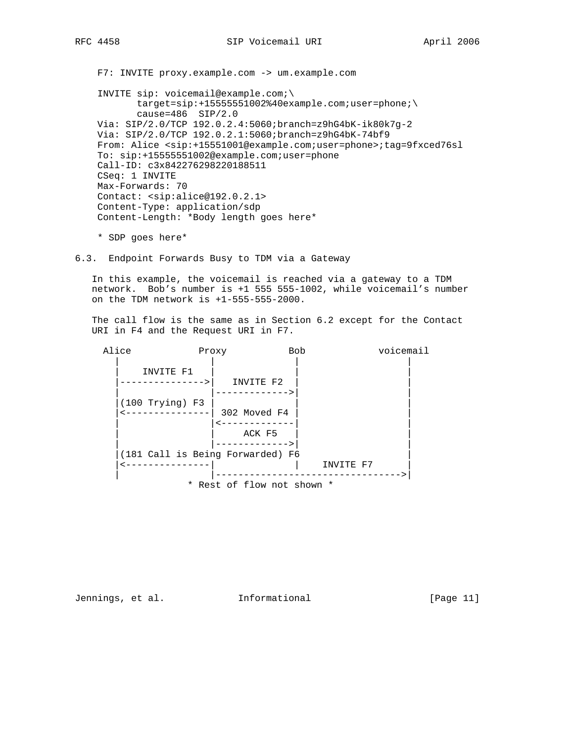F7: INVITE proxy.example.com -> um.example.com

```
INVITE sip: voicemail@example.com;\
       target=sip:+15555551002%40example.com;user=phone;\
       cause=486  SIP/2.0
Via: SIP/2.0/TCP 192.0.2.4:5060;branch=z9hG4bK-ik80k7g-2
Via: SIP/2.0/TCP 192.0.2.1:5060;branch=z9hG4bK-74bf9
From: Alice <sip:+15551001@example.com;user=phone>;tag=9fxced76sl
To: sip:+15555551002@example.com;user=phone
Call-ID: c3x842276298220188511
CSeq: 1 INVITE
Max-Forwards: 70
Contact: <sip:alice@192.0.2.1>
Content-Type: application/sdp
Content-Length: *Body length goes here*

* SDP goes here*
```

### 6.3. Endpoint Forwards Busy to TDM via a Gateway

In this example, the voicemail is reached via a gateway to a TDM network. Bob’s number is +1 555 555-1002, while voicemail’s number on the TDM network is +1-555-555-2000.

The call flow is the same as in Section 6.2 except for the Contact URI in F4 and the Request URI in F7.

```
 Alice            Proxy           Bob             voicemail
   |               |               |                  |
   |    INVITE F1  |               |                  |
   |-------------->|   INVITE F2   |                  |
   |               |-------------->|                  |
   |(100 Trying) F3|               |                  |
   |<--------------| 302 Moved F4  |                  |
   |               |<--------------|                  |
   |               |     ACK F5    |                  |
   |               |-------------->|                  |
   |(181 Call is Being Forwarded) F6                  |
   |<--------------|               |    INVITE F7     |
   |               |--------------------------------->|
                 * Rest of flow not shown *
```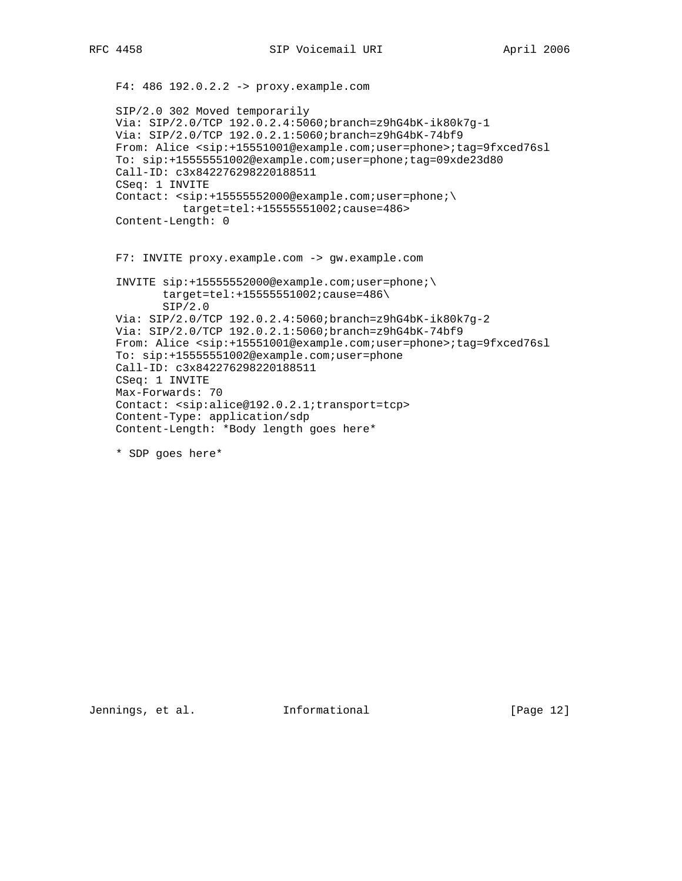F4: 486 192.0.2.2 -> proxy.example.com

```
SIP/2.0 302 Moved temporarily
Via: SIP/2.0/TCP 192.0.2.4:5060;branch=z9hG4bK-ik80k7g-1
Via: SIP/2.0/TCP 192.0.2.1:5060;branch=z9hG4bK-74bf9
From: Alice <sip:+15551001@example.com;user=phone>;tag=9fxced76sl
To: sip:+15555551002@example.com;user=phone;tag=09xde23d80
Call-ID: c3x842276298220188511
CSeq: 1 INVITE
Contact: <sip:+15555552000@example.com;user=phone;\
          target=tel:+15555551002;cause=486>
Content-Length: 0
```

F7: INVITE proxy.example.com -> gw.example.com

```
INVITE sip:+15555552000@example.com;user=phone;\
       target=tel:+15555551002;cause=486\
       SIP/2.0
Via: SIP/2.0/TCP 192.0.2.4:5060;branch=z9hG4bK-ik80k7g-2
Via: SIP/2.0/TCP 192.0.2.1:5060;branch=z9hG4bK-74bf9
From: Alice <sip:+15551001@example.com;user=phone>;tag=9fxced76sl
To: sip:+15555551002@example.com;user=phone
Call-ID: c3x842276298220188511
CSeq: 1 INVITE
Max-Forwards: 70
Contact: <sip:alice@192.0.2.1;transport=tcp>
Content-Type: application/sdp
Content-Length: *Body length goes here*

* SDP goes here*
```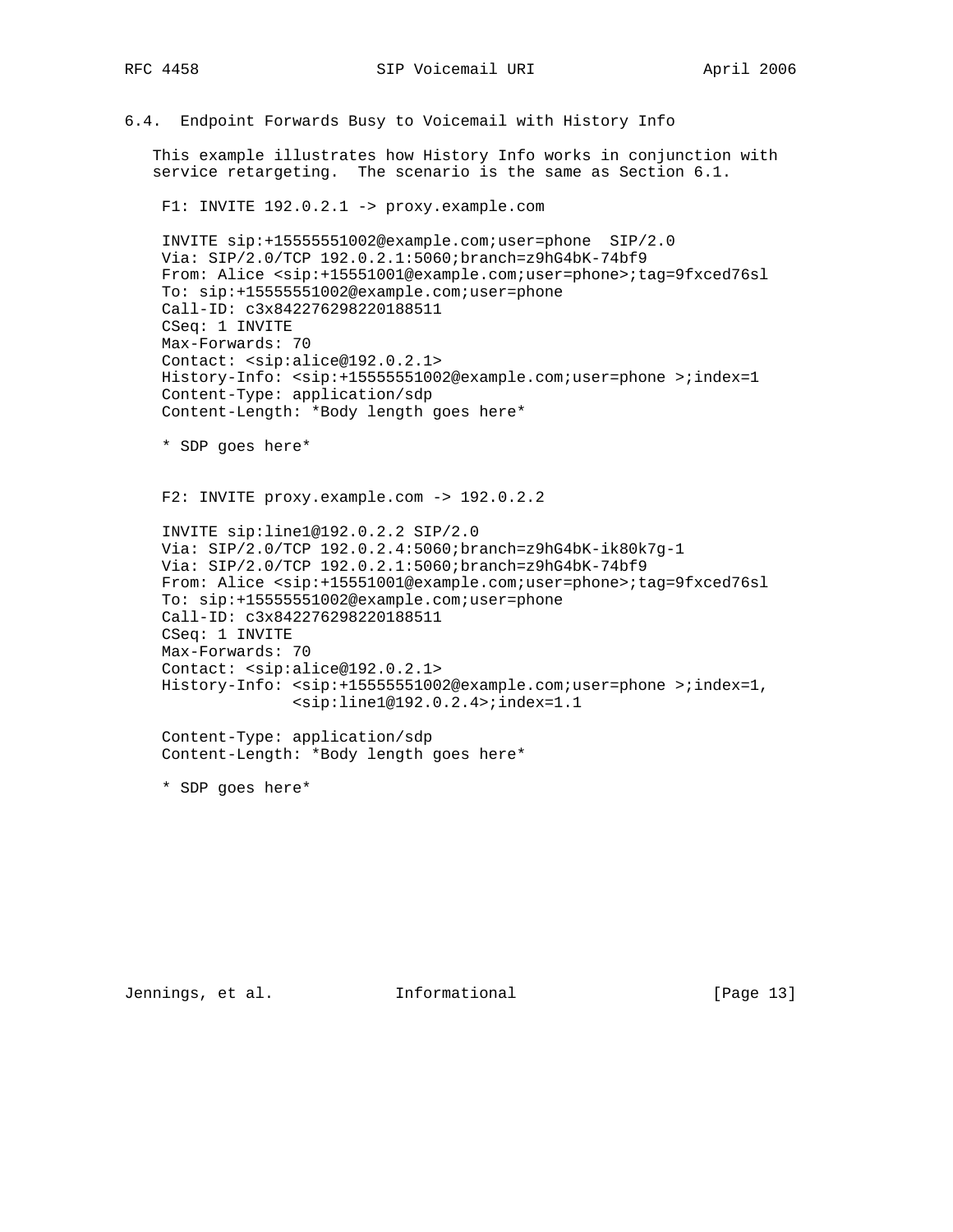### 6.4. Endpoint Forwards Busy to Voicemail with History Info

This example illustrates how History Info works in conjunction with service retargeting. The scenario is the same as Section 6.1.

F1: INVITE 192.0.2.1 -> proxy.example.com

```
INVITE sip:+15555551002@example.com;user=phone  SIP/2.0
Via: SIP/2.0/TCP 192.0.2.1:5060;branch=z9hG4bK-74bf9
From: Alice <sip:+15551001@example.com;user=phone>;tag=9fxced76sl
To: sip:+15555551002@example.com;user=phone
Call-ID: c3x842276298220188511
CSeq: 1 INVITE
Max-Forwards: 70
Contact: <sip:alice@192.0.2.1>
History-Info: <sip:+15555551002@example.com;user=phone >;index=1
Content-Type: application/sdp
Content-Length: *Body length goes here*

* SDP goes here*
```

F2: INVITE proxy.example.com -> 192.0.2.2

```
INVITE sip:line1@192.0.2.2 SIP/2.0
Via: SIP/2.0/TCP 192.0.2.4:5060;branch=z9hG4bK-ik80k7g-1
Via: SIP/2.0/TCP 192.0.2.1:5060;branch=z9hG4bK-74bf9
From: Alice <sip:+15551001@example.com;user=phone>;tag=9fxced76sl
To: sip:+15555551002@example.com;user=phone
Call-ID: c3x842276298220188511
CSeq: 1 INVITE
Max-Forwards: 70
Contact: <sip:alice@192.0.2.1>
History-Info: <sip:+15555551002@example.com;user=phone >;index=1,
              <sip:line1@192.0.2.4>;index=1.1

Content-Type: application/sdp
Content-Length: *Body length goes here*

* SDP goes here*
```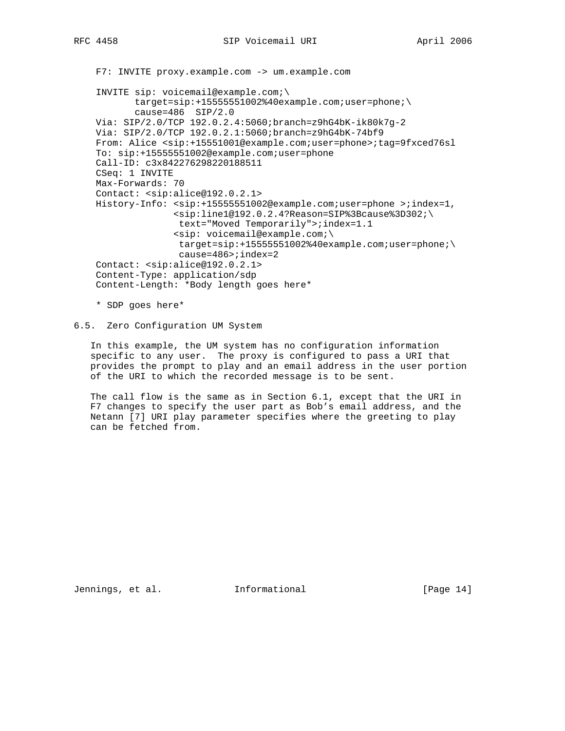```
F7: INVITE proxy.example.com -> um.example.com

INVITE sip: voicemail@example.com;\
       target=sip:+15555551002%40example.com;user=phone;\
       cause=486  SIP/2.0
Via: SIP/2.0/TCP 192.0.2.4:5060;branch=z9hG4bK-ik80k7g-2
Via: SIP/2.0/TCP 192.0.2.1:5060;branch=z9hG4bK-74bf9
From: Alice <sip:+15551001@example.com;user=phone>;tag=9fxced76sl
To: sip:+15555551002@example.com;user=phone
Call-ID: c3x842276298220188511
CSeq: 1 INVITE
Max-Forwards: 70
Contact: <sip:alice@192.0.2.1>
History-Info: <sip:+15555551002@example.com;user=phone >;index=1,
              <sip:line1@192.0.2.4?Reason=SIP%3Bcause%3D302;\
               text="Moved Temporarily">;index=1.1
              <sip: voicemail@example.com;\
               target=sip:+15555551002%40example.com;user=phone;\
               cause=486>;index=2
Contact: <sip:alice@192.0.2.1>
Content-Type: application/sdp
Content-Length: *Body length goes here*

* SDP goes here*
```

## 6.5. Zero Configuration UM System

In this example, the UM system has no configuration information specific to any user. The proxy is configured to pass a URI that provides the prompt to play and an email address in the user portion of the URI to which the recorded message is to be sent.

The call flow is the same as in Section 6.1, except that the URI in F7 changes to specify the user part as Bob's email address, and the Netann [7] URI play parameter specifies where the greeting to play can be fetched from.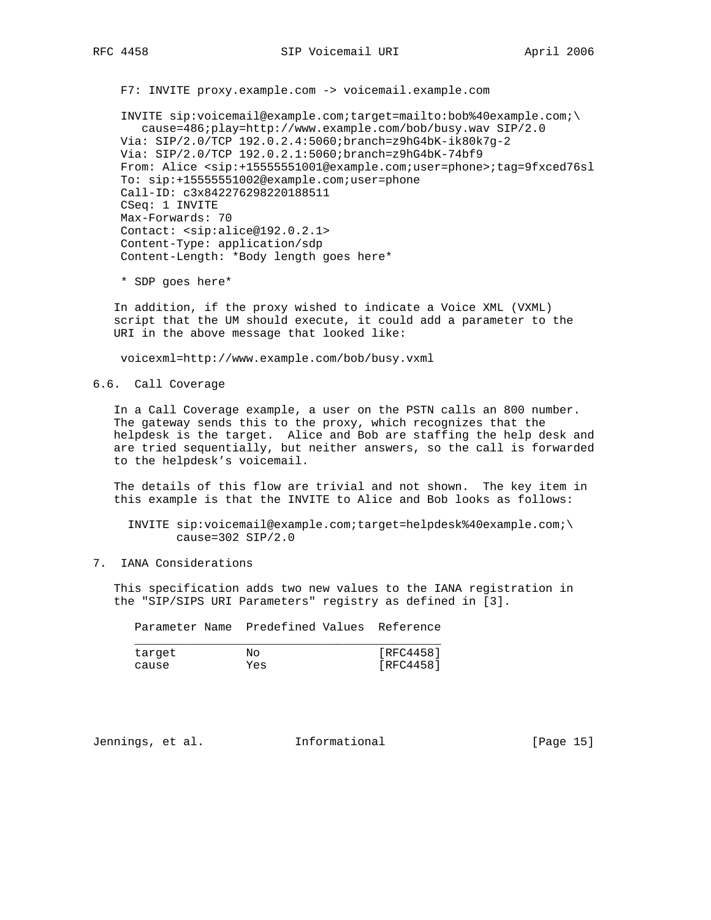F7: INVITE proxy.example.com -> voicemail.example.com

```
INVITE sip:voicemail@example.com;target=mailto:bob%40example.com;\
   cause=486;play=http://www.example.com/bob/busy.wav SIP/2.0
Via: SIP/2.0/TCP 192.0.2.4:5060;branch=z9hG4bK-ik80k7g-2
Via: SIP/2.0/TCP 192.0.2.1:5060;branch=z9hG4bK-74bf9
From: Alice <sip:+15555551001@example.com;user=phone>;tag=9fxced76sl
To: sip:+15555551002@example.com;user=phone
Call-ID: c3x842276298220188511
CSeq: 1 INVITE
Max-Forwards: 70
Contact: <sip:alice@192.0.2.1>
Content-Type: application/sdp
Content-Length: *Body length goes here*

* SDP goes here*
```

In addition, if the proxy wished to indicate a Voice XML (VXML) script that the UM should execute, it could add a parameter to the URI in the above message that looked like:

```
voicexml=http://www.example.com/bob/busy.vxml
```

## 6.6. Call Coverage

In a Call Coverage example, a user on the PSTN calls an 800 number. The gateway sends this to the proxy, which recognizes that the helpdesk is the target. Alice and Bob are staffing the help desk and are tried sequentially, but neither answers, so the call is forwarded to the helpdesk's voicemail.

The details of this flow are trivial and not shown. The key item in this example is that the INVITE to Alice and Bob looks as follows:

```
INVITE sip:voicemail@example.com;target=helpdesk%40example.com;\
       cause=302 SIP/2.0
```

# 7. IANA Considerations

This specification adds two new values to the IANA registration in the "SIP/SIPS URI Parameters" registry as defined in [3].

| Parameter Name | Predefined Values | Reference |
|---|---|---|
| target | No | [RFC4458] |
| cause | Yes | [RFC4458] |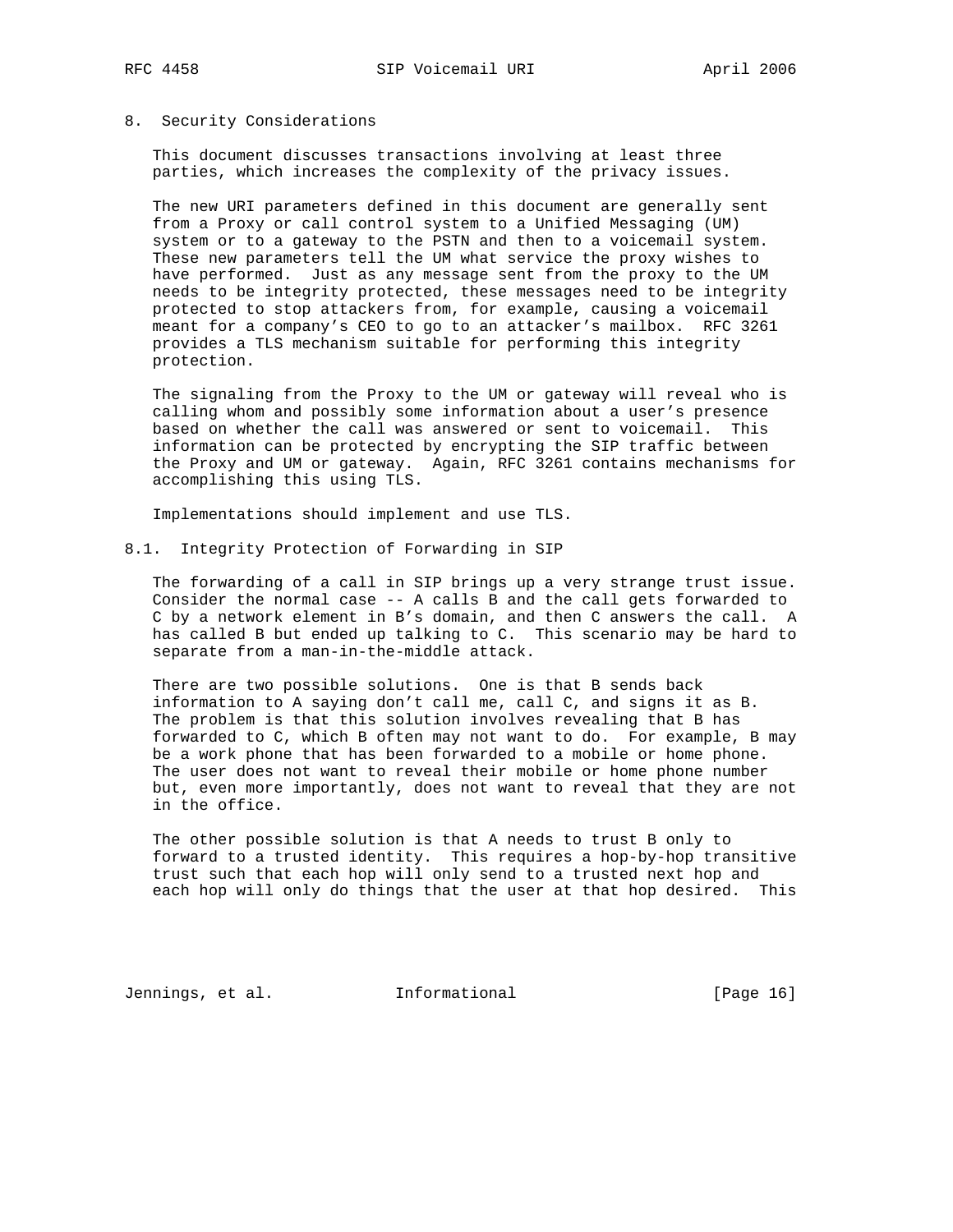## 8. Security Considerations

This document discusses transactions involving at least three parties, which increases the complexity of the privacy issues.

The new URI parameters defined in this document are generally sent from a Proxy or call control system to a Unified Messaging (UM) system or to a gateway to the PSTN and then to a voicemail system. These new parameters tell the UM what service the proxy wishes to have performed. Just as any message sent from the proxy to the UM needs to be integrity protected, these messages need to be integrity protected to stop attackers from, for example, causing a voicemail meant for a company's CEO to go to an attacker's mailbox. RFC 3261 provides a TLS mechanism suitable for performing this integrity protection.

The signaling from the Proxy to the UM or gateway will reveal who is calling whom and possibly some information about a user's presence based on whether the call was answered or sent to voicemail. This information can be protected by encrypting the SIP traffic between the Proxy and UM or gateway. Again, RFC 3261 contains mechanisms for accomplishing this using TLS.

Implementations should implement and use TLS.

### 8.1. Integrity Protection of Forwarding in SIP

The forwarding of a call in SIP brings up a very strange trust issue. Consider the normal case -- A calls B and the call gets forwarded to C by a network element in B's domain, and then C answers the call. A has called B but ended up talking to C. This scenario may be hard to separate from a man-in-the-middle attack.

There are two possible solutions. One is that B sends back information to A saying don't call me, call C, and signs it as B. The problem is that this solution involves revealing that B has forwarded to C, which B often may not want to do. For example, B may be a work phone that has been forwarded to a mobile or home phone. The user does not want to reveal their mobile or home phone number but, even more importantly, does not want to reveal that they are not in the office.

The other possible solution is that A needs to trust B only to forward to a trusted identity. This requires a hop-by-hop transitive trust such that each hop will only send to a trusted next hop and each hop will only do things that the user at that hop desired. This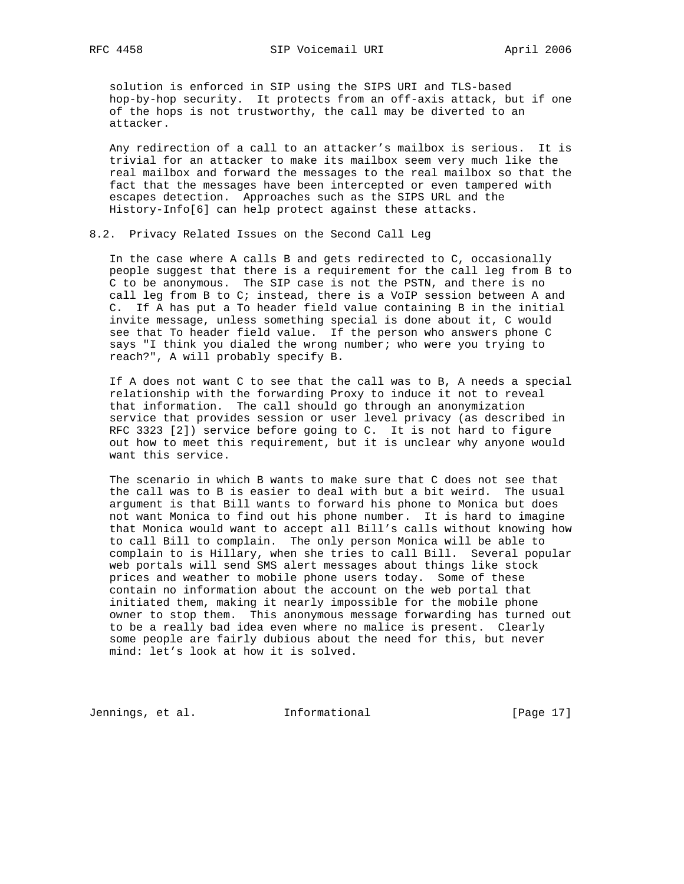solution is enforced in SIP using the SIPS URI and TLS-based hop-by-hop security. It protects from an off-axis attack, but if one of the hops is not trustworthy, the call may be diverted to an attacker.

Any redirection of a call to an attacker's mailbox is serious. It is trivial for an attacker to make its mailbox seem very much like the real mailbox and forward the messages to the real mailbox so that the fact that the messages have been intercepted or even tampered with escapes detection. Approaches such as the SIPS URL and the History-Info[6] can help protect against these attacks.

### 8.2. Privacy Related Issues on the Second Call Leg

In the case where A calls B and gets redirected to C, occasionally people suggest that there is a requirement for the call leg from B to C to be anonymous. The SIP case is not the PSTN, and there is no call leg from B to C; instead, there is a VoIP session between A and C. If A has put a To header field value containing B in the initial invite message, unless something special is done about it, C would see that To header field value. If the person who answers phone C says "I think you dialed the wrong number; who were you trying to reach?", A will probably specify B.

If A does not want C to see that the call was to B, A needs a special relationship with the forwarding Proxy to induce it not to reveal that information. The call should go through an anonymization service that provides session or user level privacy (as described in RFC 3323 [2]) service before going to C. It is not hard to figure out how to meet this requirement, but it is unclear why anyone would want this service.

The scenario in which B wants to make sure that C does not see that the call was to B is easier to deal with but a bit weird. The usual argument is that Bill wants to forward his phone to Monica but does not want Monica to find out his phone number. It is hard to imagine that Monica would want to accept all Bill's calls without knowing how to call Bill to complain. The only person Monica will be able to complain to is Hillary, when she tries to call Bill. Several popular web portals will send SMS alert messages about things like stock prices and weather to mobile phone users today. Some of these contain no information about the account on the web portal that initiated them, making it nearly impossible for the mobile phone owner to stop them. This anonymous message forwarding has turned out to be a really bad idea even where no malice is present. Clearly some people are fairly dubious about the need for this, but never mind: let's look at how it is solved.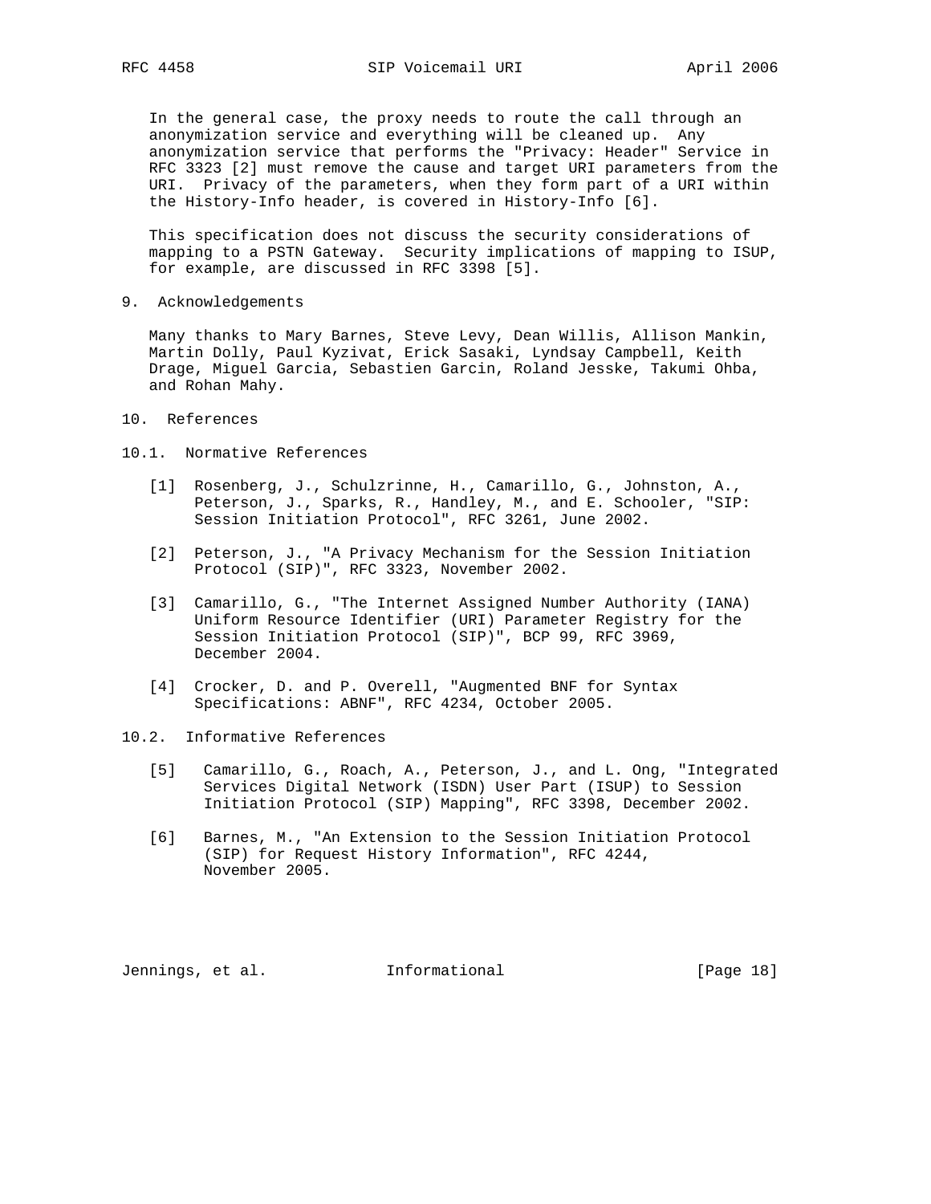In the general case, the proxy needs to route the call through an anonymization service and everything will be cleaned up. Any anonymization service that performs the "Privacy: Header" Service in RFC 3323 [2] must remove the cause and target URI parameters from the URI. Privacy of the parameters, when they form part of a URI within the History-Info header, is covered in History-Info [6].

This specification does not discuss the security considerations of mapping to a PSTN Gateway. Security implications of mapping to ISUP, for example, are discussed in RFC 3398 [5].

## 9. Acknowledgements

Many thanks to Mary Barnes, Steve Levy, Dean Willis, Allison Mankin, Martin Dolly, Paul Kyzivat, Erick Sasaki, Lyndsay Campbell, Keith Drage, Miguel Garcia, Sebastien Garcin, Roland Jesske, Takumi Ohba, and Rohan Mahy.

## 10. References

### 10.1. Normative References

[1] Rosenberg, J., Schulzrinne, H., Camarillo, G., Johnston, A., Peterson, J., Sparks, R., Handley, M., and E. Schooler, "SIP: Session Initiation Protocol", RFC 3261, June 2002.

[2] Peterson, J., "A Privacy Mechanism for the Session Initiation Protocol (SIP)", RFC 3323, November 2002.

[3] Camarillo, G., "The Internet Assigned Number Authority (IANA) Uniform Resource Identifier (URI) Parameter Registry for the Session Initiation Protocol (SIP)", BCP 99, RFC 3969, December 2004.

[4] Crocker, D. and P. Overell, "Augmented BNF for Syntax Specifications: ABNF", RFC 4234, October 2005.

### 10.2. Informative References

[5] Camarillo, G., Roach, A., Peterson, J., and L. Ong, "Integrated Services Digital Network (ISDN) User Part (ISUP) to Session Initiation Protocol (SIP) Mapping", RFC 3398, December 2002.

[6] Barnes, M., "An Extension to the Session Initiation Protocol (SIP) for Request History Information", RFC 4244, November 2005.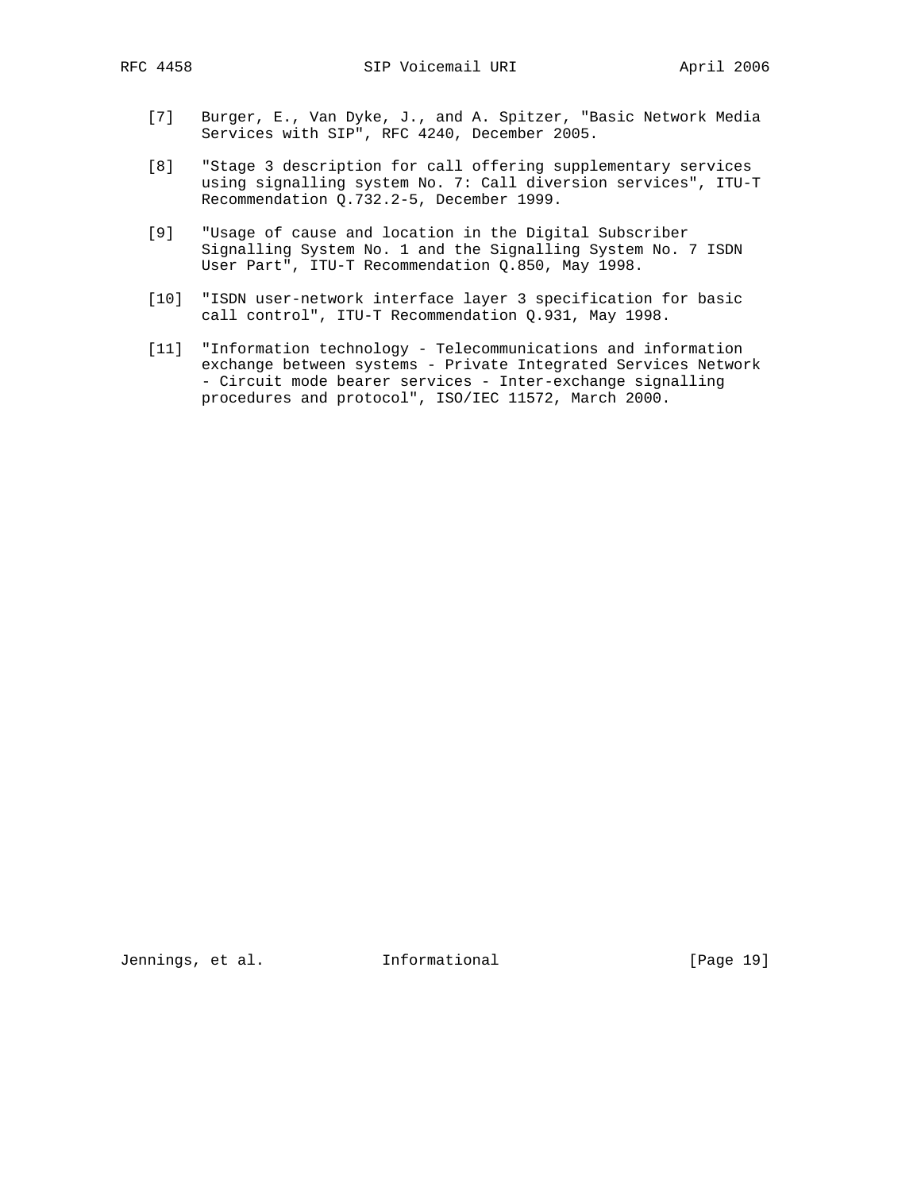[7] Burger, E., Van Dyke, J., and A. Spitzer, "Basic Network Media Services with SIP", RFC 4240, December 2005.

[8] "Stage 3 description for call offering supplementary services using signalling system No. 7: Call diversion services", ITU-T Recommendation Q.732.2-5, December 1999.

[9] "Usage of cause and location in the Digital Subscriber Signalling System No. 1 and the Signalling System No. 7 ISDN User Part", ITU-T Recommendation Q.850, May 1998.

[10] "ISDN user-network interface layer 3 specification for basic call control", ITU-T Recommendation Q.931, May 1998.

[11] "Information technology - Telecommunications and information exchange between systems - Private Integrated Services Network - Circuit mode bearer services - Inter-exchange signalling procedures and protocol", ISO/IEC 11572, March 2000.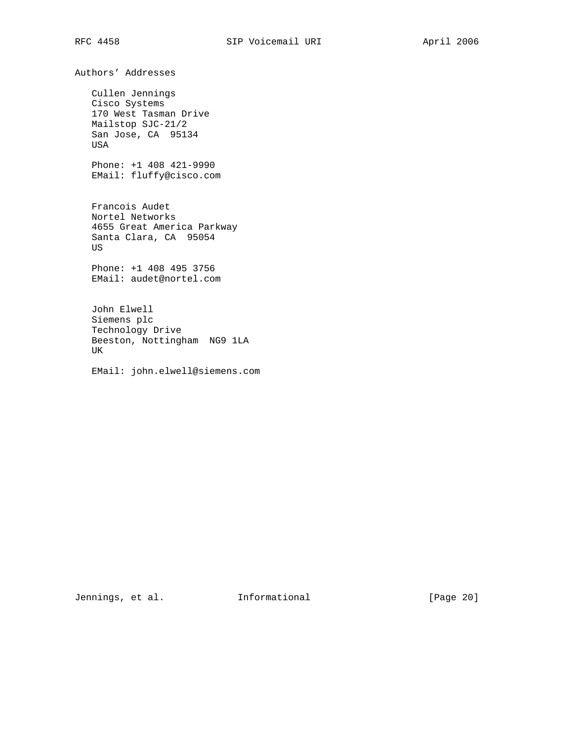# Authors' Addresses

Cullen Jennings
Cisco Systems
170 West Tasman Drive
Mailstop SJC-21/2
San Jose, CA  95134
USA

Phone: +1 408 421-9990
EMail: fluffy@cisco.com

Francois Audet
Nortel Networks
4655 Great America Parkway
Santa Clara, CA  95054
US

Phone: +1 408 495 3756
EMail: audet@nortel.com

John Elwell
Siemens plc
Technology Drive
Beeston, Nottingham  NG9 1LA
UK

EMail: john.elwell@siemens.com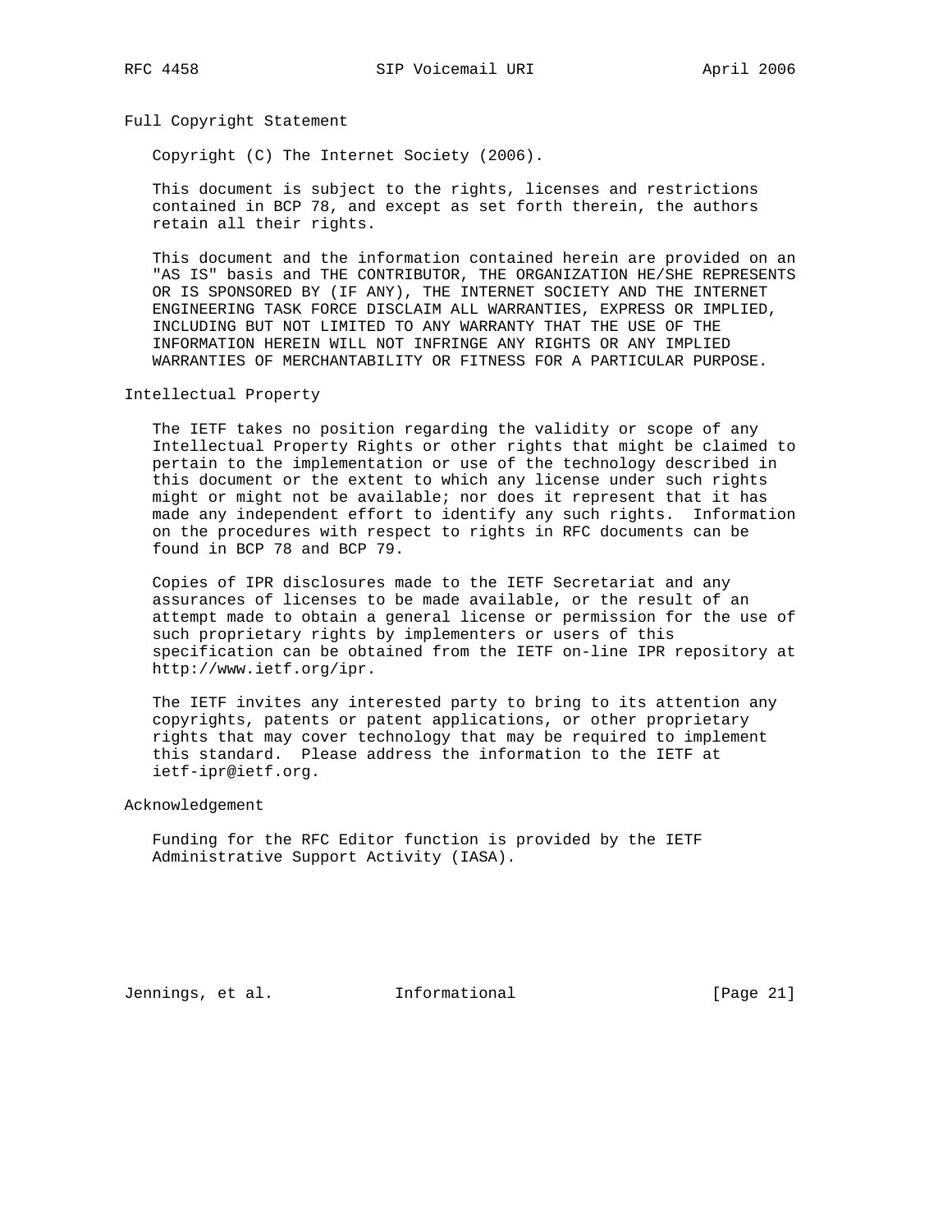## Full Copyright Statement

Copyright (C) The Internet Society (2006).

This document is subject to the rights, licenses and restrictions contained in BCP 78, and except as set forth therein, the authors retain all their rights.

This document and the information contained herein are provided on an "AS IS" basis and THE CONTRIBUTOR, THE ORGANIZATION HE/SHE REPRESENTS OR IS SPONSORED BY (IF ANY), THE INTERNET SOCIETY AND THE INTERNET ENGINEERING TASK FORCE DISCLAIM ALL WARRANTIES, EXPRESS OR IMPLIED, INCLUDING BUT NOT LIMITED TO ANY WARRANTY THAT THE USE OF THE INFORMATION HEREIN WILL NOT INFRINGE ANY RIGHTS OR ANY IMPLIED WARRANTIES OF MERCHANTABILITY OR FITNESS FOR A PARTICULAR PURPOSE.

## Intellectual Property

The IETF takes no position regarding the validity or scope of any Intellectual Property Rights or other rights that might be claimed to pertain to the implementation or use of the technology described in this document or the extent to which any license under such rights might or might not be available; nor does it represent that it has made any independent effort to identify any such rights. Information on the procedures with respect to rights in RFC documents can be found in BCP 78 and BCP 79.

Copies of IPR disclosures made to the IETF Secretariat and any assurances of licenses to be made available, or the result of an attempt made to obtain a general license or permission for the use of such proprietary rights by implementers or users of this specification can be obtained from the IETF on-line IPR repository at http://www.ietf.org/ipr.

The IETF invites any interested party to bring to its attention any copyrights, patents or patent applications, or other proprietary rights that may cover technology that may be required to implement this standard. Please address the information to the IETF at ietf-ipr@ietf.org.

## Acknowledgement

Funding for the RFC Editor function is provided by the IETF Administrative Support Activity (IASA).